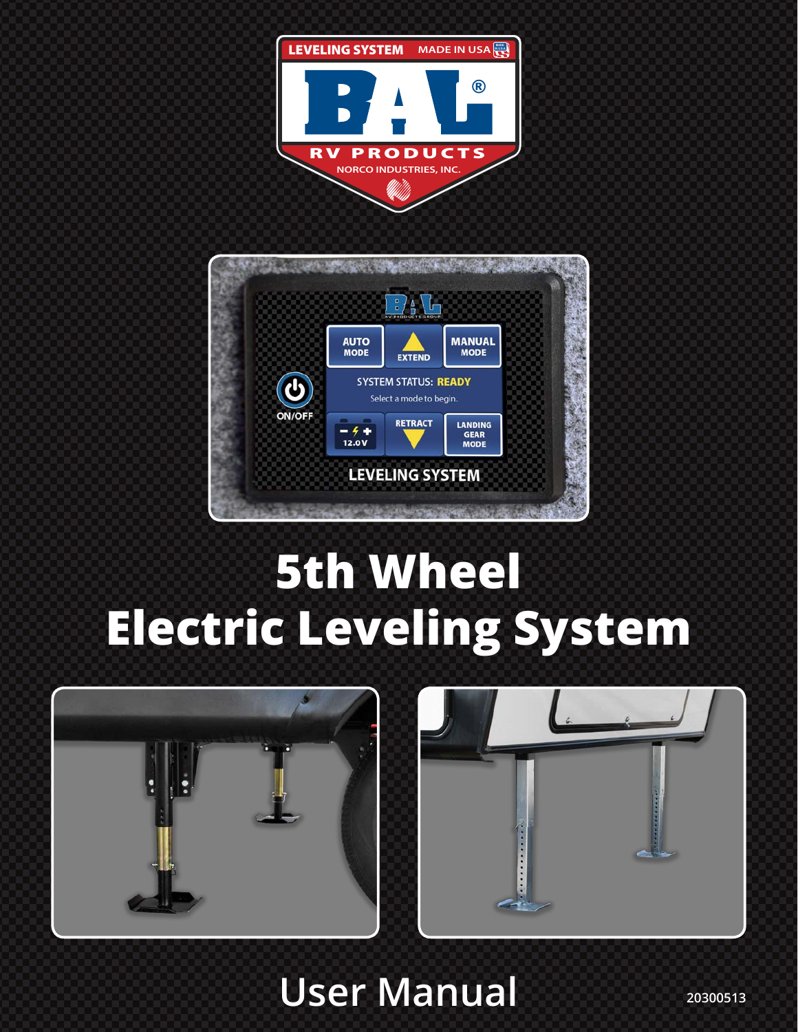# 5th Wheel Electric Leveling System

## User Manual

20300513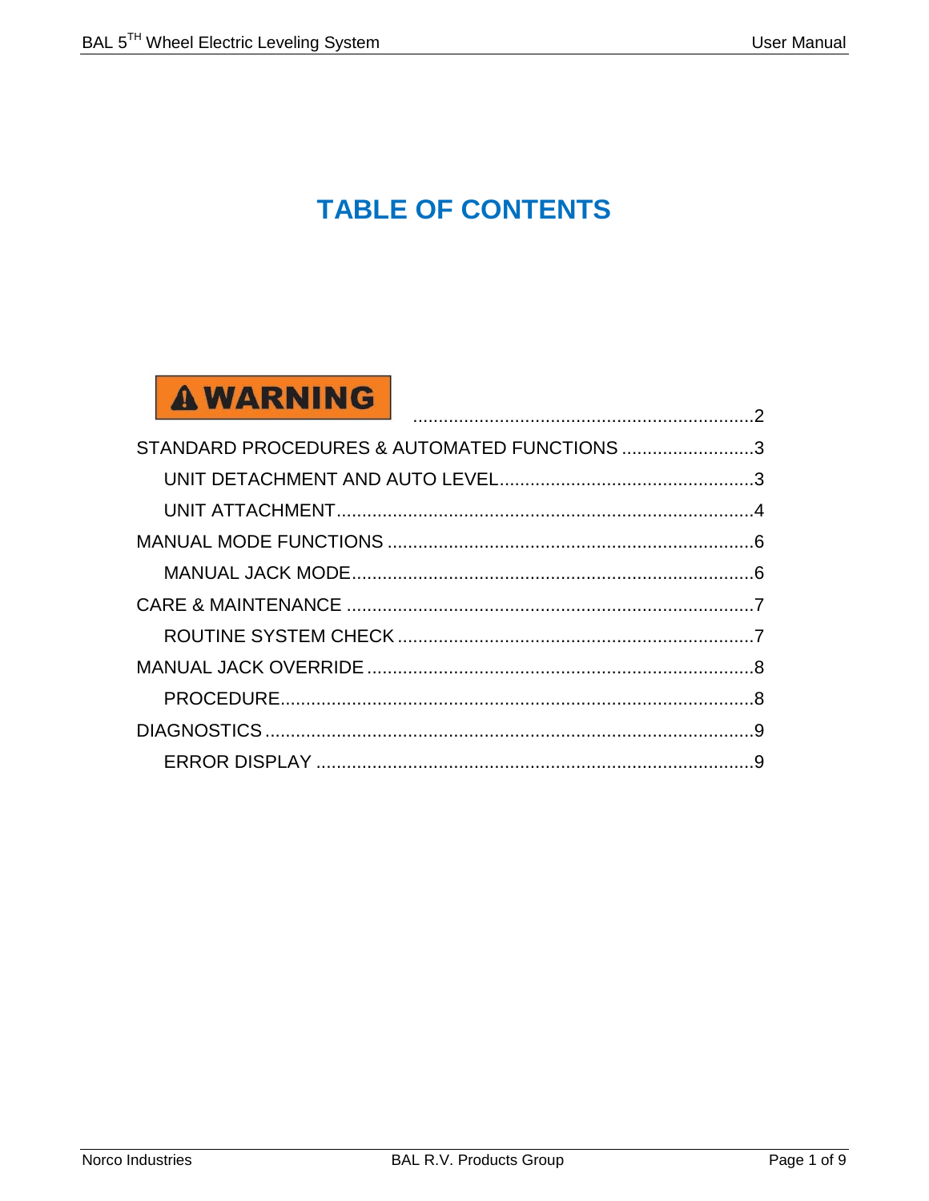# TABLE OF CONTENTS

- WARNING ..... 2
- STANDARD PROCEDURES & AUTOMATED FUNCTIONS ..... 3
  - UNIT DETACHMENT AND AUTO LEVEL ..... 3
  - UNIT ATTACHMENT ..... 4
- MANUAL MODE FUNCTIONS ..... 6
  - MANUAL JACK MODE ..... 6
- CARE & MAINTENANCE ..... 7
  - ROUTINE SYSTEM CHECK ..... 7
- MANUAL JACK OVERRIDE ..... 8
  - PROCEDURE ..... 8
- DIAGNOSTICS ..... 9
  - ERROR DISPLAY ..... 9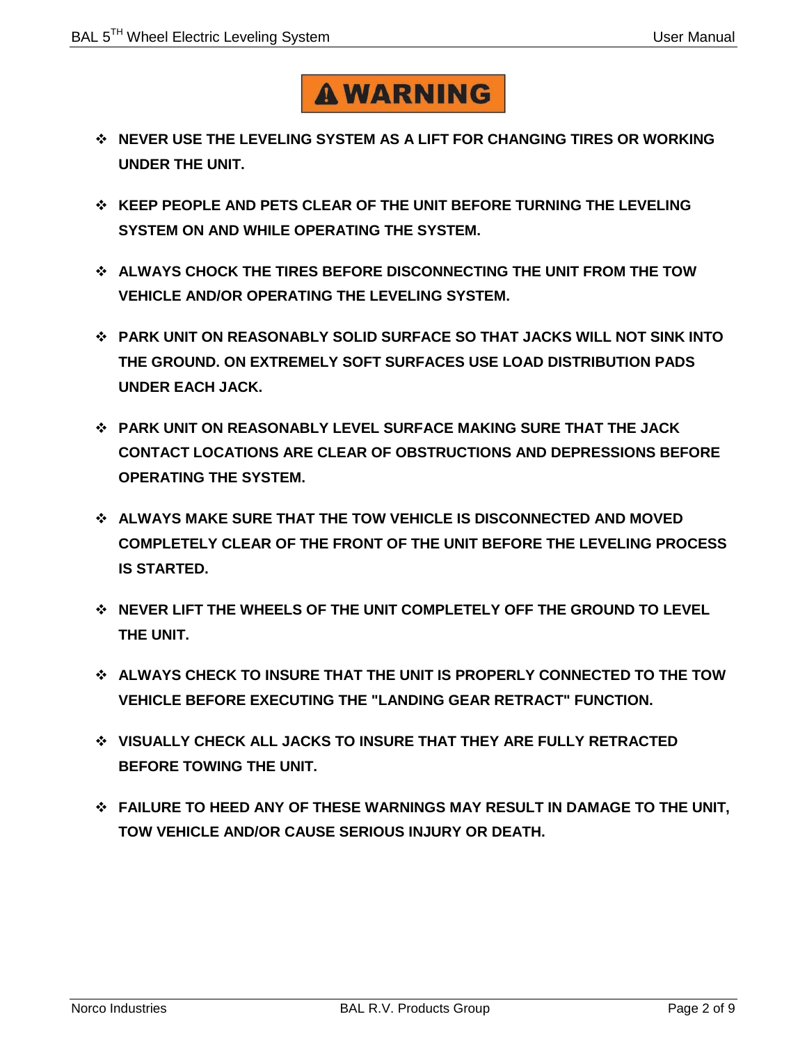# ⚠ WARNING

- **NEVER USE THE LEVELING SYSTEM AS A LIFT FOR CHANGING TIRES OR WORKING UNDER THE UNIT.**
- **KEEP PEOPLE AND PETS CLEAR OF THE UNIT BEFORE TURNING THE LEVELING SYSTEM ON AND WHILE OPERATING THE SYSTEM.**
- **ALWAYS CHOCK THE TIRES BEFORE DISCONNECTING THE UNIT FROM THE TOW VEHICLE AND/OR OPERATING THE LEVELING SYSTEM.**
- **PARK UNIT ON REASONABLY SOLID SURFACE SO THAT JACKS WILL NOT SINK INTO THE GROUND. ON EXTREMELY SOFT SURFACES USE LOAD DISTRIBUTION PADS UNDER EACH JACK.**
- **PARK UNIT ON REASONABLY LEVEL SURFACE MAKING SURE THAT THE JACK CONTACT LOCATIONS ARE CLEAR OF OBSTRUCTIONS AND DEPRESSIONS BEFORE OPERATING THE SYSTEM.**
- **ALWAYS MAKE SURE THAT THE TOW VEHICLE IS DISCONNECTED AND MOVED COMPLETELY CLEAR OF THE FRONT OF THE UNIT BEFORE THE LEVELING PROCESS IS STARTED.**
- **NEVER LIFT THE WHEELS OF THE UNIT COMPLETELY OFF THE GROUND TO LEVEL THE UNIT.**
- **ALWAYS CHECK TO INSURE THAT THE UNIT IS PROPERLY CONNECTED TO THE TOW VEHICLE BEFORE EXECUTING THE "LANDING GEAR RETRACT" FUNCTION.**
- **VISUALLY CHECK ALL JACKS TO INSURE THAT THEY ARE FULLY RETRACTED BEFORE TOWING THE UNIT.**
- **FAILURE TO HEED ANY OF THESE WARNINGS MAY RESULT IN DAMAGE TO THE UNIT, TOW VEHICLE AND/OR CAUSE SERIOUS INJURY OR DEATH.**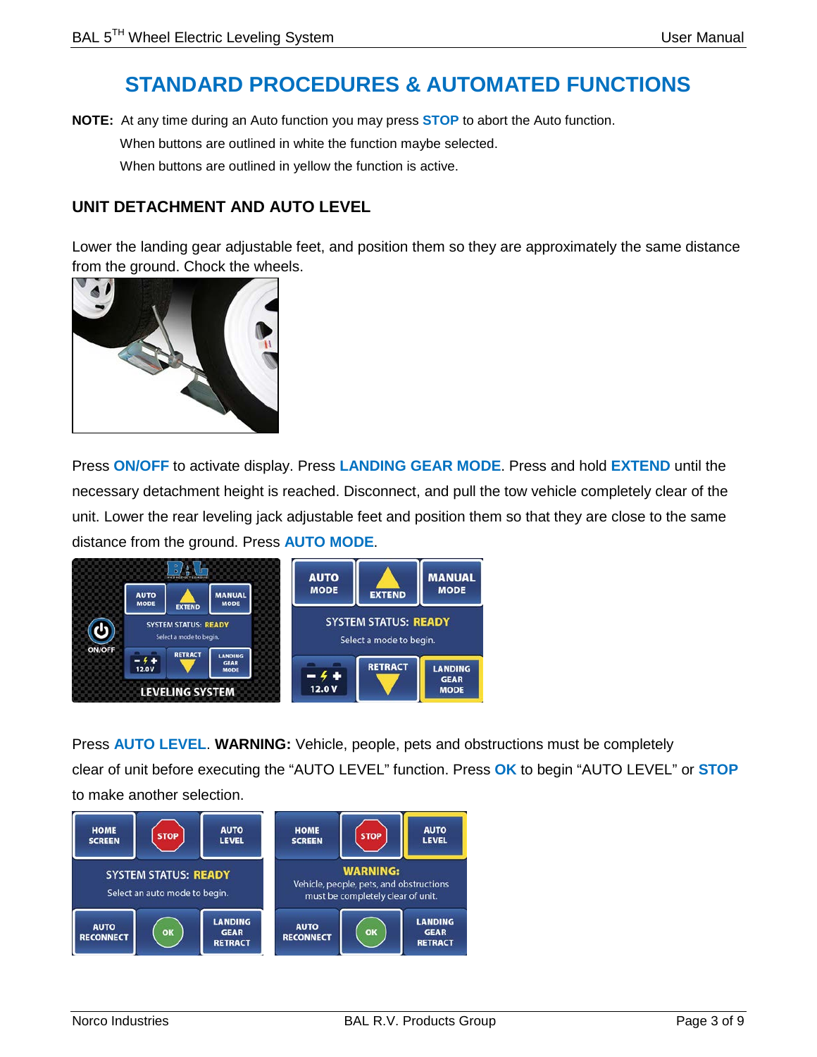# STANDARD PROCEDURES & AUTOMATED FUNCTIONS

**NOTE:** At any time during an Auto function you may press **STOP** to abort the Auto function.
When buttons are outlined in white the function maybe selected.
When buttons are outlined in yellow the function is active.

## UNIT DETACHMENT AND AUTO LEVEL

Lower the landing gear adjustable feet, and position them so they are approximately the same distance from the ground. Chock the wheels.

Press **ON/OFF** to activate display. Press **LANDING GEAR MODE**. Press and hold **EXTEND** until the necessary detachment height is reached. Disconnect, and pull the tow vehicle completely clear of the unit. Lower the rear leveling jack adjustable feet and position them so that they are close to the same distance from the ground. Press **AUTO MODE**.

Press **AUTO LEVEL**. **WARNING:** Vehicle, people, pets and obstructions must be completely clear of unit before executing the "AUTO LEVEL" function. Press **OK** to begin "AUTO LEVEL" or **STOP** to make another selection.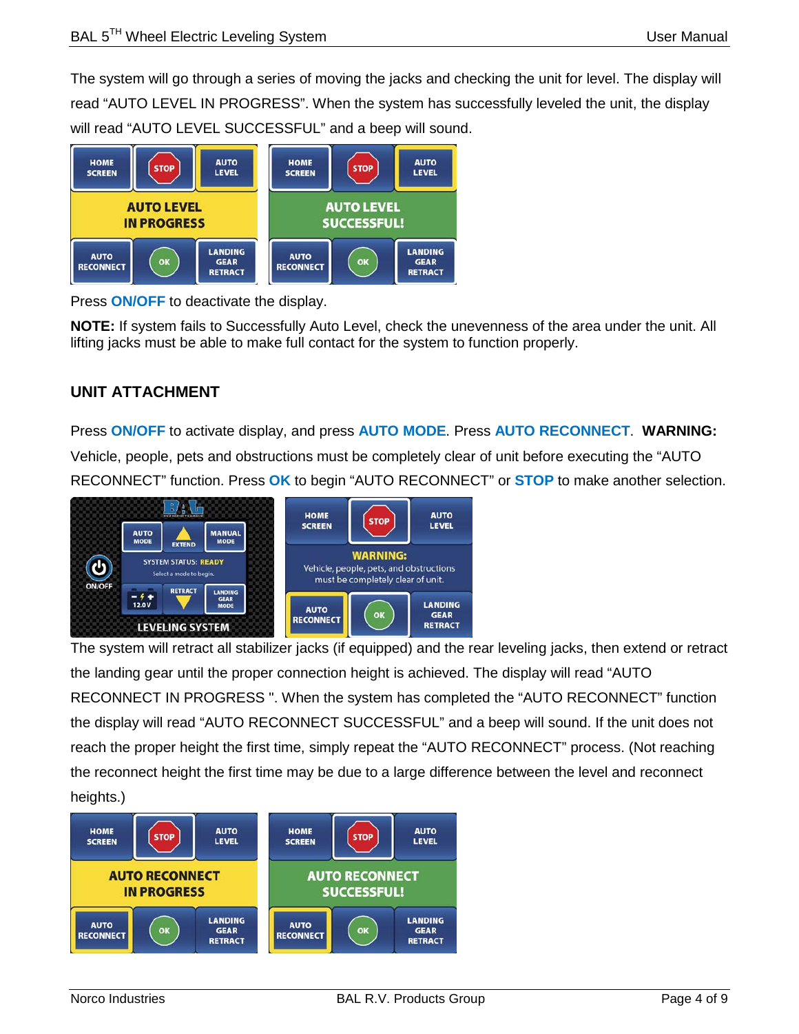The system will go through a series of moving the jacks and checking the unit for level. The display will read "AUTO LEVEL IN PROGRESS". When the system has successfully leveled the unit, the display will read "AUTO LEVEL SUCCESSFUL" and a beep will sound.

Press **ON/OFF** to deactivate the display.

**NOTE:** If system fails to Successfully Auto Level, check the unevenness of the area under the unit. All lifting jacks must be able to make full contact for the system to function properly.

## UNIT ATTACHMENT

Press **ON/OFF** to activate display, and press **AUTO MODE**. Press **AUTO RECONNECT**. **WARNING:** Vehicle, people, pets and obstructions must be completely clear of unit before executing the "AUTO RECONNECT" function. Press **OK** to begin "AUTO RECONNECT" or **STOP** to make another selection.

The system will retract all stabilizer jacks (if equipped) and the rear leveling jacks, then extend or retract the landing gear until the proper connection height is achieved. The display will read "AUTO RECONNECT IN PROGRESS ". When the system has completed the "AUTO RECONNECT" function the display will read "AUTO RECONNECT SUCCESSFUL" and a beep will sound. If the unit does not reach the proper height the first time, simply repeat the "AUTO RECONNECT" process. (Not reaching the reconnect height the first time may be due to a large difference between the level and reconnect heights.)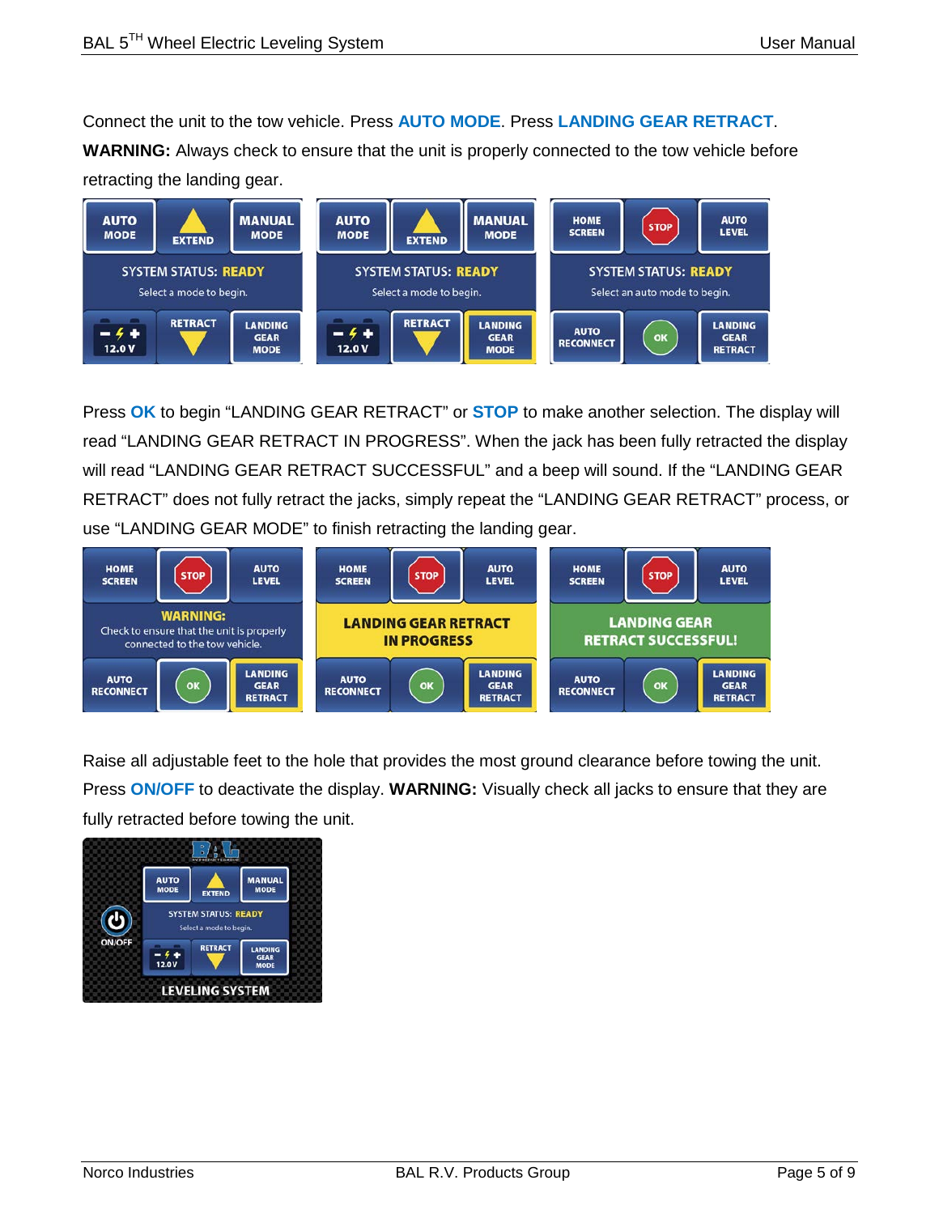Connect the unit to the tow vehicle. Press **AUTO MODE**. Press **LANDING GEAR RETRACT**.

**WARNING:** Always check to ensure that the unit is properly connected to the tow vehicle before retracting the landing gear.

Press **OK** to begin "LANDING GEAR RETRACT" or **STOP** to make another selection. The display will read "LANDING GEAR RETRACT IN PROGRESS". When the jack has been fully retracted the display will read "LANDING GEAR RETRACT SUCCESSFUL" and a beep will sound. If the "LANDING GEAR RETRACT" does not fully retract the jacks, simply repeat the "LANDING GEAR RETRACT" process, or use "LANDING GEAR MODE" to finish retracting the landing gear.

Raise all adjustable feet to the hole that provides the most ground clearance before towing the unit. Press **ON/OFF** to deactivate the display. **WARNING:** Visually check all jacks to ensure that they are fully retracted before towing the unit.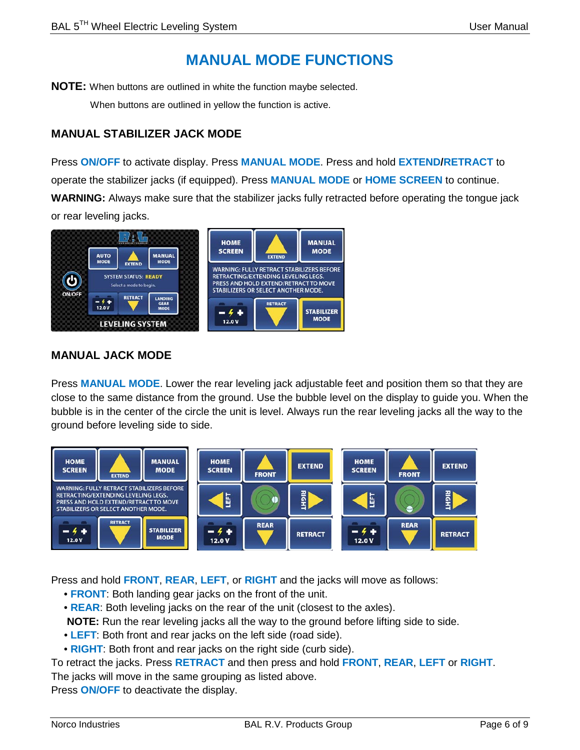# MANUAL MODE FUNCTIONS

**NOTE:** When buttons are outlined in white the function maybe selected.

When buttons are outlined in yellow the function is active.

### MANUAL STABILIZER JACK MODE

Press **ON/OFF** to activate display. Press **MANUAL MODE**. Press and hold **EXTEND/RETRACT** to operate the stabilizer jacks (if equipped). Press **MANUAL MODE** or **HOME SCREEN** to continue.

**WARNING:** Always make sure that the stabilizer jacks fully retracted before operating the tongue jack or rear leveling jacks.

### MANUAL JACK MODE

Press **MANUAL MODE**. Lower the rear leveling jack adjustable feet and position them so that they are close to the same distance from the ground. Use the bubble level on the display to guide you. When the bubble is in the center of the circle the unit is level. Always run the rear leveling jacks all the way to the ground before leveling side to side.

Press and hold **FRONT**, **REAR**, **LEFT**, or **RIGHT** and the jacks will move as follows:

- **FRONT**: Both landing gear jacks on the front of the unit.
- **REAR**: Both leveling jacks on the rear of the unit (closest to the axles).

  **NOTE:** Run the rear leveling jacks all the way to the ground before lifting side to side.
- **LEFT**: Both front and rear jacks on the left side (road side).
- **RIGHT**: Both front and rear jacks on the right side (curb side).

To retract the jacks. Press **RETRACT** and then press and hold **FRONT**, **REAR**, **LEFT** or **RIGHT**.
The jacks will move in the same grouping as listed above.
Press **ON/OFF** to deactivate the display.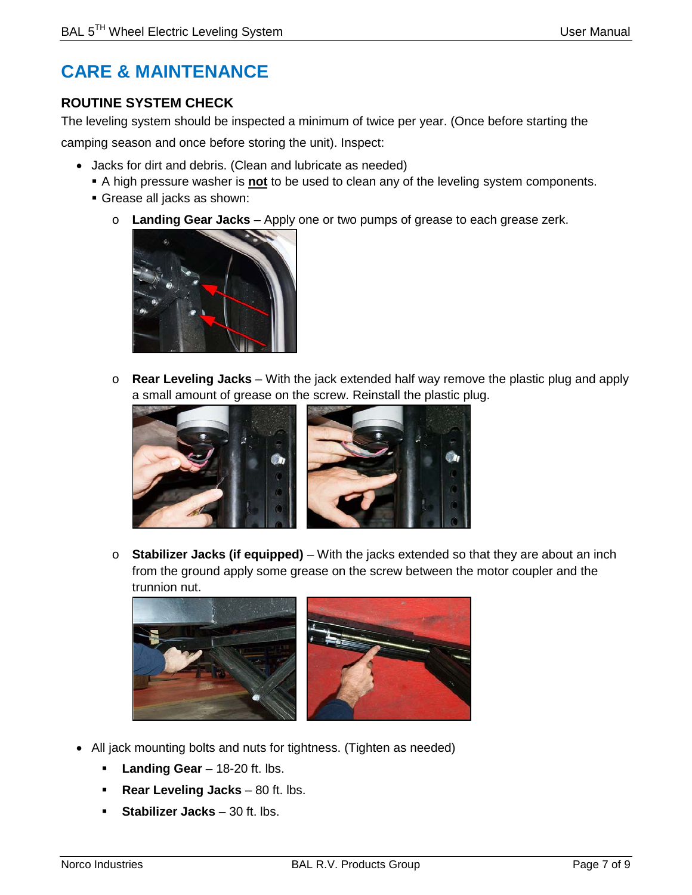# CARE & MAINTENANCE

## ROUTINE SYSTEM CHECK

The leveling system should be inspected a minimum of twice per year. (Once before starting the camping season and once before storing the unit). Inspect:

- Jacks for dirt and debris. (Clean and lubricate as needed)
  - A high pressure washer is **not** to be used to clean any of the leveling system components.
  - Grease all jacks as shown:
    - **Landing Gear Jacks** – Apply one or two pumps of grease to each grease zerk.
    - **Rear Leveling Jacks** – With the jack extended half way remove the plastic plug and apply a small amount of grease on the screw. Reinstall the plastic plug.
    - **Stabilizer Jacks (if equipped)** – With the jacks extended so that they are about an inch from the ground apply some grease on the screw between the motor coupler and the trunnion nut.
- All jack mounting bolts and nuts for tightness. (Tighten as needed)
  - **Landing Gear** – 18-20 ft. lbs.
  - **Rear Leveling Jacks** – 80 ft. lbs.
  - **Stabilizer Jacks** – 30 ft. lbs.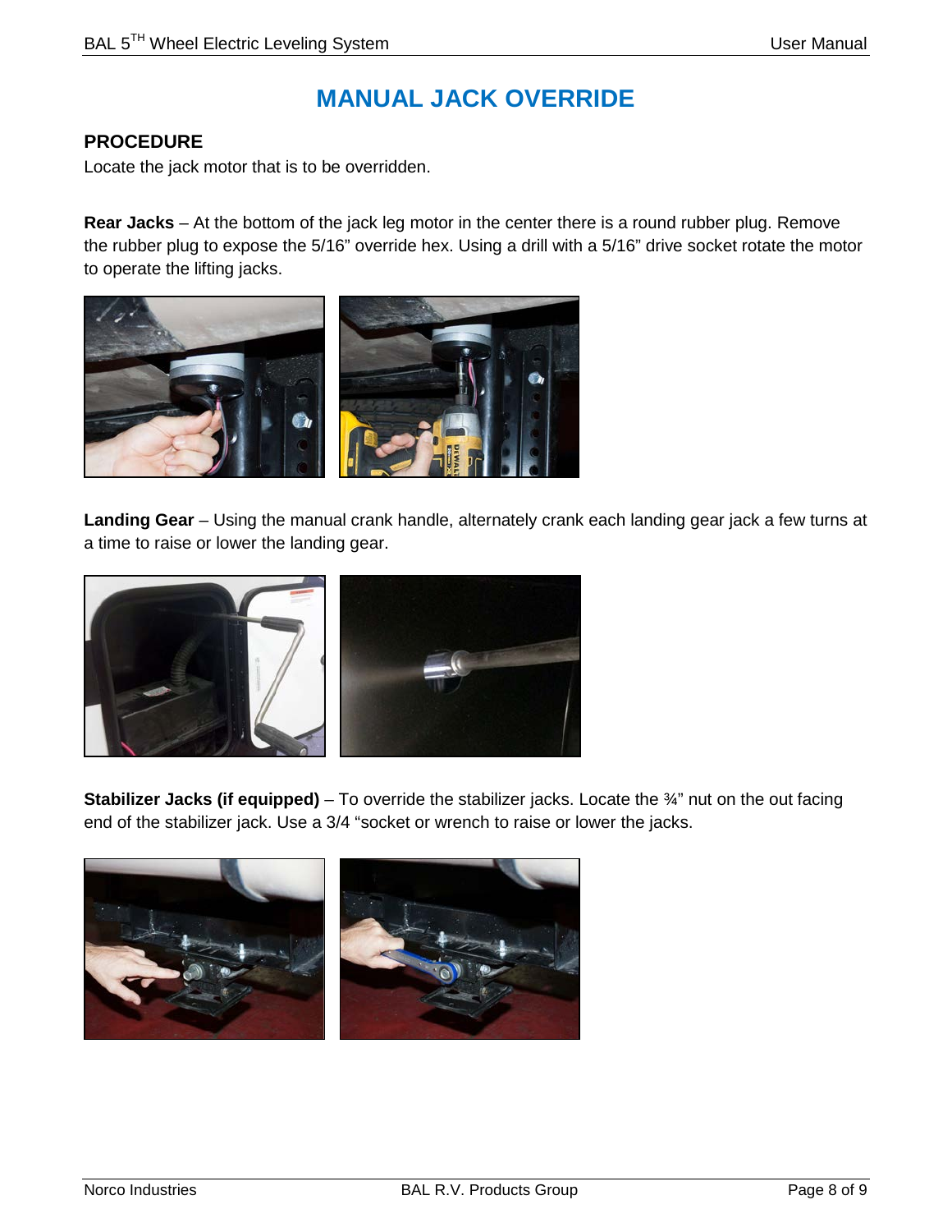# MANUAL JACK OVERRIDE

## PROCEDURE

Locate the jack motor that is to be overridden.

**Rear Jacks** – At the bottom of the jack leg motor in the center there is a round rubber plug. Remove the rubber plug to expose the 5/16" override hex. Using a drill with a 5/16" drive socket rotate the motor to operate the lifting jacks.

**Landing Gear** – Using the manual crank handle, alternately crank each landing gear jack a few turns at a time to raise or lower the landing gear.

**Stabilizer Jacks (if equipped)** – To override the stabilizer jacks. Locate the ¾" nut on the out facing end of the stabilizer jack. Use a 3/4 "socket or wrench to raise or lower the jacks.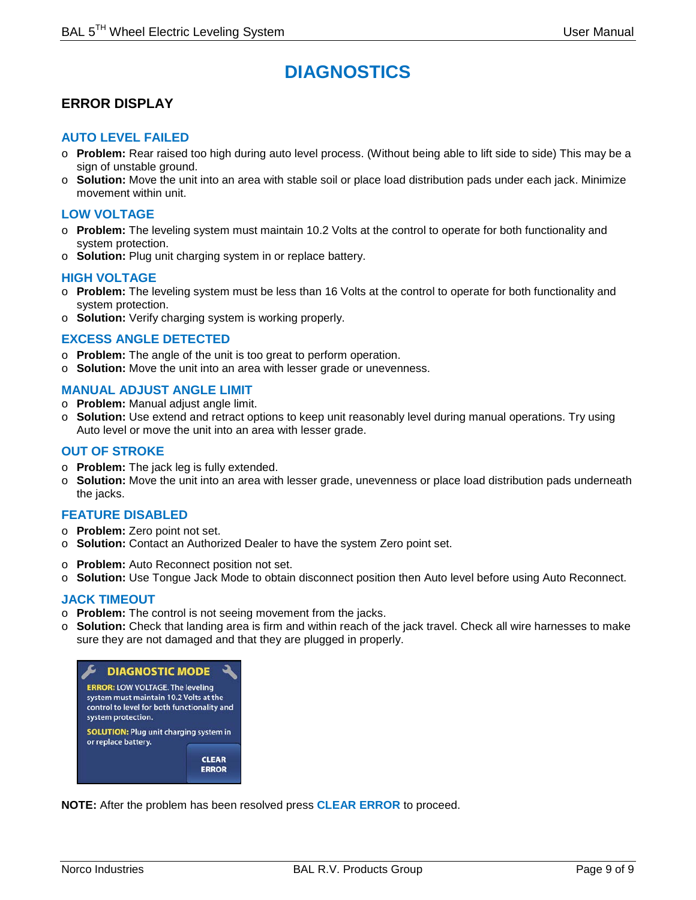# DIAGNOSTICS

## ERROR DISPLAY

### AUTO LEVEL FAILED

- **Problem:** Rear raised too high during auto level process. (Without being able to lift side to side) This may be a sign of unstable ground.
- **Solution:** Move the unit into an area with stable soil or place load distribution pads under each jack. Minimize movement within unit.

### LOW VOLTAGE

- **Problem:** The leveling system must maintain 10.2 Volts at the control to operate for both functionality and system protection.
- **Solution:** Plug unit charging system in or replace battery.

### HIGH VOLTAGE

- **Problem:** The leveling system must be less than 16 Volts at the control to operate for both functionality and system protection.
- **Solution:** Verify charging system is working properly.

### EXCESS ANGLE DETECTED

- **Problem:** The angle of the unit is too great to perform operation.
- **Solution:** Move the unit into an area with lesser grade or unevenness.

### MANUAL ADJUST ANGLE LIMIT

- **Problem:** Manual adjust angle limit.
- **Solution:** Use extend and retract options to keep unit reasonably level during manual operations. Try using Auto level or move the unit into an area with lesser grade.

### OUT OF STROKE

- **Problem:** The jack leg is fully extended.
- **Solution:** Move the unit into an area with lesser grade, unevenness or place load distribution pads underneath the jacks.

### FEATURE DISABLED

- **Problem:** Zero point not set.
- **Solution:** Contact an Authorized Dealer to have the system Zero point set.

- **Problem:** Auto Reconnect position not set.
- **Solution:** Use Tongue Jack Mode to obtain disconnect position then Auto level before using Auto Reconnect.

### JACK TIMEOUT

- **Problem:** The control is not seeing movement from the jacks.
- **Solution:** Check that landing area is firm and within reach of the jack travel. Check all wire harnesses to make sure they are not damaged and that they are plugged in properly.

DIAGNOSTIC MODE

ERROR: LOW VOLTAGE. The leveling system must maintain 10.2 Volts at the control to level for both functionality and system protection.

SOLUTION: Plug unit charging system in or replace battery.

CLEAR ERROR

**NOTE:** After the problem has been resolved press **CLEAR ERROR** to proceed.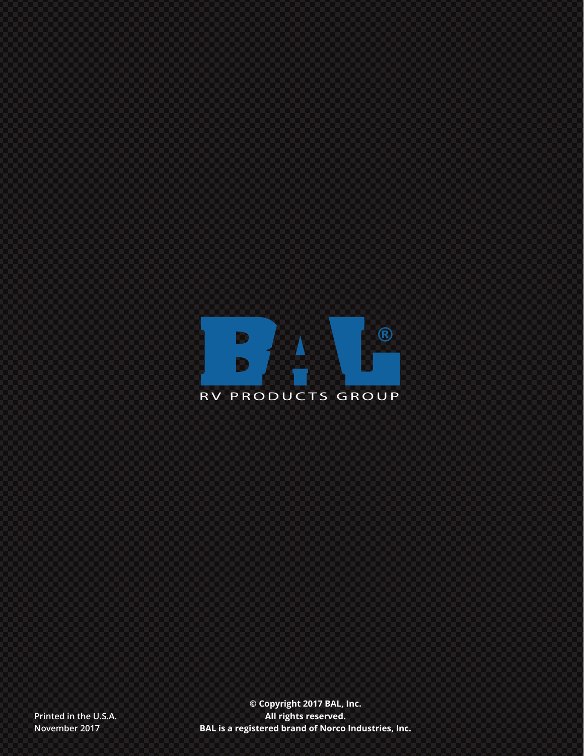BAL®

RV PRODUCTS GROUP

Printed in the U.S.A.
November 2017

**© Copyright 2017 BAL, Inc.**
**All rights reserved.**
**BAL is a registered brand of Norco Industries, Inc.**